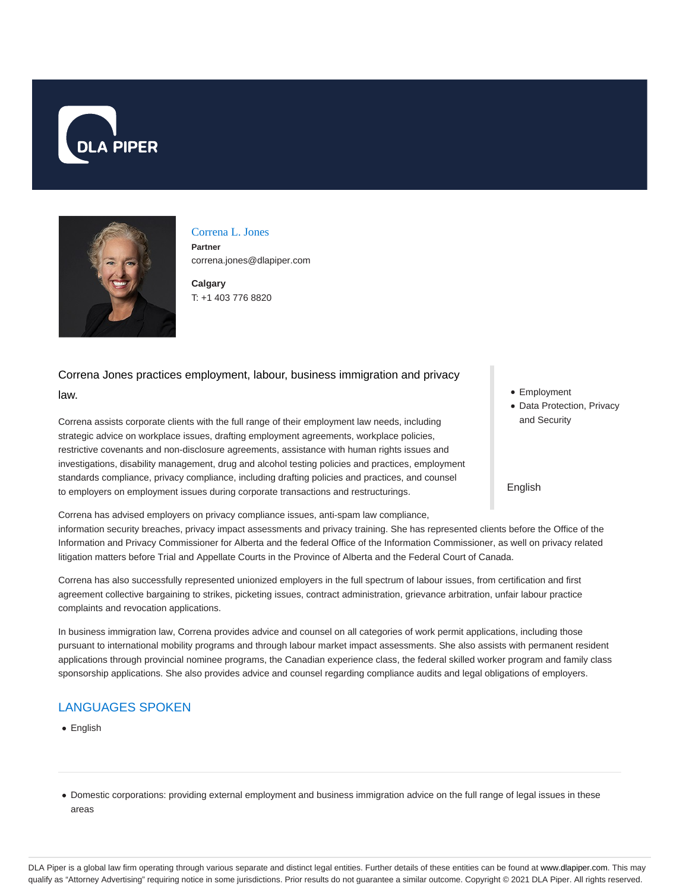DLA PIPER

# Correna L. Jones

**Partner**
correna.jones@dlapiper.com

**Calgary**
T: +1 403 776 8820

- Employment
- Data Protection, Privacy and Security

English

Correna Jones practices employment, labour, business immigration and privacy law.

Correna assists corporate clients with the full range of their employment law needs, including strategic advice on workplace issues, drafting employment agreements, workplace policies, restrictive covenants and non-disclosure agreements, assistance with human rights issues and investigations, disability management, drug and alcohol testing policies and practices, employment standards compliance, privacy compliance, including drafting policies and practices, and counsel to employers on employment issues during corporate transactions and restructurings.

Correna has advised employers on privacy compliance issues, anti-spam law compliance, information security breaches, privacy impact assessments and privacy training. She has represented clients before the Office of the Information and Privacy Commissioner for Alberta and the federal Office of the Information Commissioner, as well on privacy related litigation matters before Trial and Appellate Courts in the Province of Alberta and the Federal Court of Canada.

Correna has also successfully represented unionized employers in the full spectrum of labour issues, from certification and first agreement collective bargaining to strikes, picketing issues, contract administration, grievance arbitration, unfair labour practice complaints and revocation applications.

In business immigration law, Correna provides advice and counsel on all categories of work permit applications, including those pursuant to international mobility programs and through labour market impact assessments. She also assists with permanent resident applications through provincial nominee programs, the Canadian experience class, the federal skilled worker program and family class sponsorship applications. She also provides advice and counsel regarding compliance audits and legal obligations of employers.

## LANGUAGES SPOKEN

- English

---

- Domestic corporations: providing external employment and business immigration advice on the full range of legal issues in these areas

DLA Piper is a global law firm operating through various separate and distinct legal entities. Further details of these entities can be found at www.dlapiper.com. This may qualify as "Attorney Advertising" requiring notice in some jurisdictions. Prior results do not guarantee a similar outcome. Copyright © 2021 DLA Piper. All rights reserved.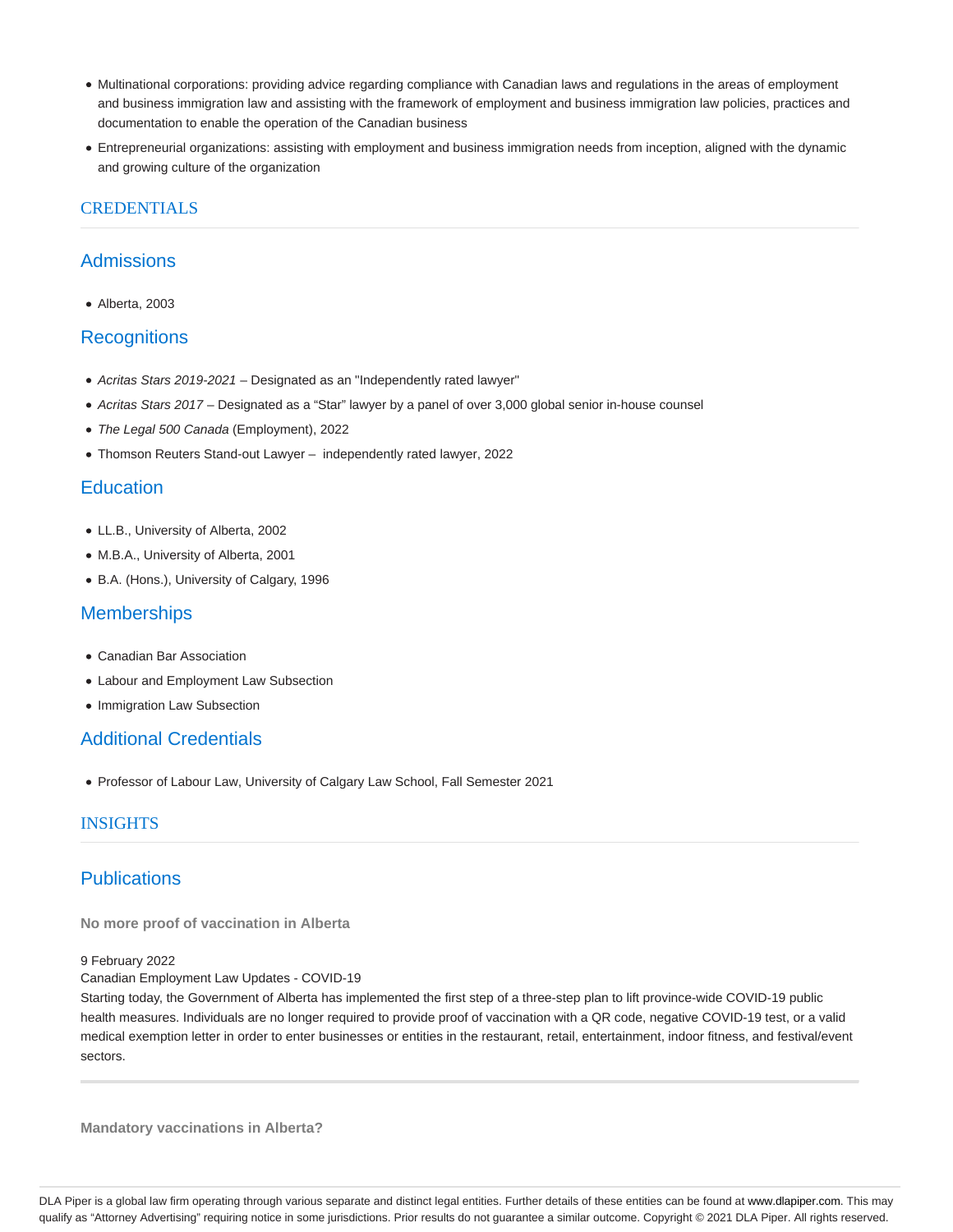- Multinational corporations: providing advice regarding compliance with Canadian laws and regulations in the areas of employment and business immigration law and assisting with the framework of employment and business immigration law policies, practices and documentation to enable the operation of the Canadian business
- Entrepreneurial organizations: assisting with employment and business immigration needs from inception, aligned with the dynamic and growing culture of the organization

## CREDENTIALS

### Admissions

- Alberta, 2003

### Recognitions

- *Acritas Stars 2019-2021* – Designated as an "Independently rated lawyer"
- *Acritas Stars 2017* – Designated as a "Star" lawyer by a panel of over 3,000 global senior in-house counsel
- *The Legal 500 Canada* (Employment), 2022
- Thomson Reuters Stand-out Lawyer – independently rated lawyer, 2022

### Education

- LL.B., University of Alberta, 2002
- M.B.A., University of Alberta, 2001
- B.A. (Hons.), University of Calgary, 1996

### Memberships

- Canadian Bar Association
- Labour and Employment Law Subsection
- Immigration Law Subsection

### Additional Credentials

- Professor of Labour Law, University of Calgary Law School, Fall Semester 2021

## INSIGHTS

### Publications

**No more proof of vaccination in Alberta**

9 February 2022
Canadian Employment Law Updates - COVID-19
Starting today, the Government of Alberta has implemented the first step of a three-step plan to lift province-wide COVID-19 public health measures. Individuals are no longer required to provide proof of vaccination with a QR code, negative COVID-19 test, or a valid medical exemption letter in order to enter businesses or entities in the restaurant, retail, entertainment, indoor fitness, and festival/event sectors.

---

**Mandatory vaccinations in Alberta?**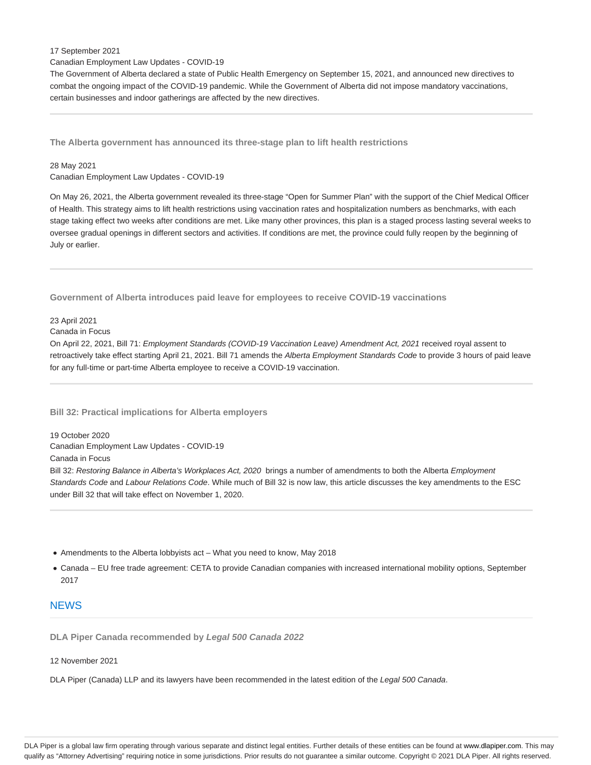17 September 2021

Canadian Employment Law Updates - COVID-19

The Government of Alberta declared a state of Public Health Emergency on September 15, 2021, and announced new directives to combat the ongoing impact of the COVID-19 pandemic. While the Government of Alberta did not impose mandatory vaccinations, certain businesses and indoor gatherings are affected by the new directives.

---

### The Alberta government has announced its three-stage plan to lift health restrictions

28 May 2021

Canadian Employment Law Updates - COVID-19

On May 26, 2021, the Alberta government revealed its three-stage "Open for Summer Plan" with the support of the Chief Medical Officer of Health. This strategy aims to lift health restrictions using vaccination rates and hospitalization numbers as benchmarks, with each stage taking effect two weeks after conditions are met. Like many other provinces, this plan is a staged process lasting several weeks to oversee gradual openings in different sectors and activities. If conditions are met, the province could fully reopen by the beginning of July or earlier.

---

### Government of Alberta introduces paid leave for employees to receive COVID-19 vaccinations

23 April 2021

Canada in Focus

On April 22, 2021, Bill 71: *Employment Standards (COVID-19 Vaccination Leave) Amendment Act, 2021* received royal assent to retroactively take effect starting April 21, 2021. Bill 71 amends the *Alberta Employment Standards Code* to provide 3 hours of paid leave for any full-time or part-time Alberta employee to receive a COVID-19 vaccination.

---

### Bill 32: Practical implications for Alberta employers

19 October 2020

Canadian Employment Law Updates - COVID-19

Canada in Focus

Bill 32: *Restoring Balance in Alberta's Workplaces Act, 2020* brings a number of amendments to both the Alberta *Employment Standards Code* and *Labour Relations Code*. While much of Bill 32 is now law, this article discusses the key amendments to the ESC under Bill 32 that will take effect on November 1, 2020.

---

- Amendments to the Alberta lobbyists act – What you need to know, May 2018
- Canada – EU free trade agreement: CETA to provide Canadian companies with increased international mobility options, September 2017

## NEWS

### DLA Piper Canada recommended by *Legal 500 Canada 2022*

12 November 2021

DLA Piper (Canada) LLP and its lawyers have been recommended in the latest edition of the *Legal 500 Canada*.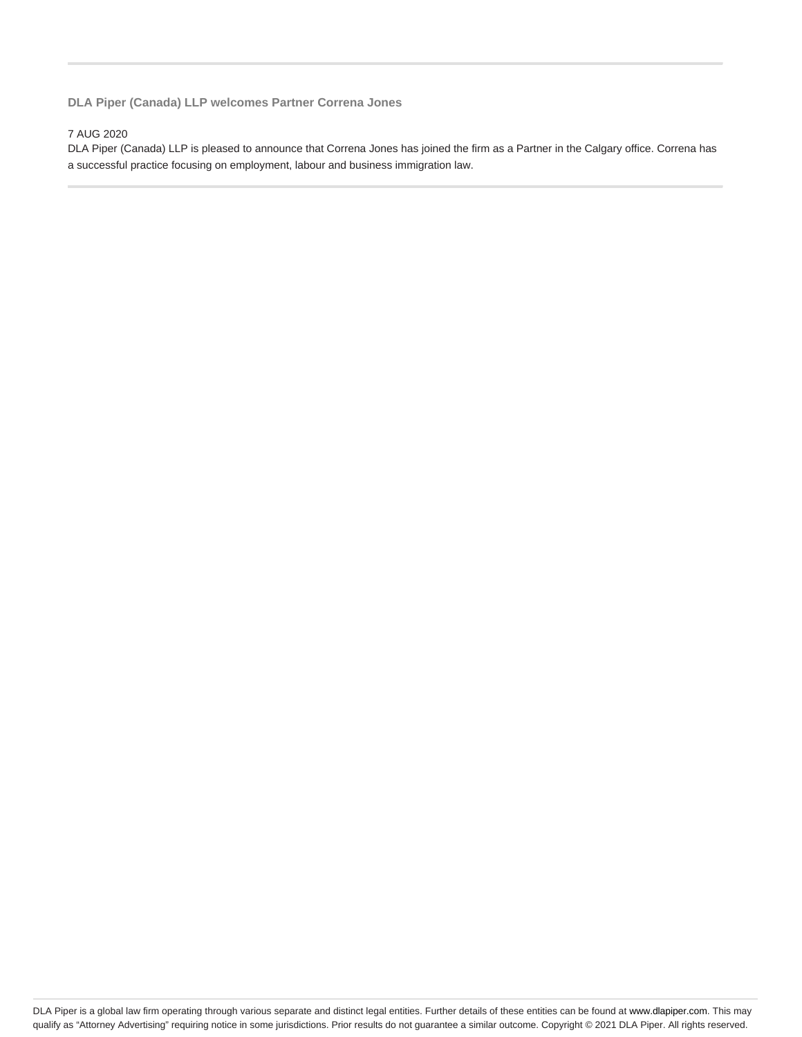**DLA Piper (Canada) LLP welcomes Partner Correna Jones**

7 AUG 2020

DLA Piper (Canada) LLP is pleased to announce that Correna Jones has joined the firm as a Partner in the Calgary office. Correna has a successful practice focusing on employment, labour and business immigration law.